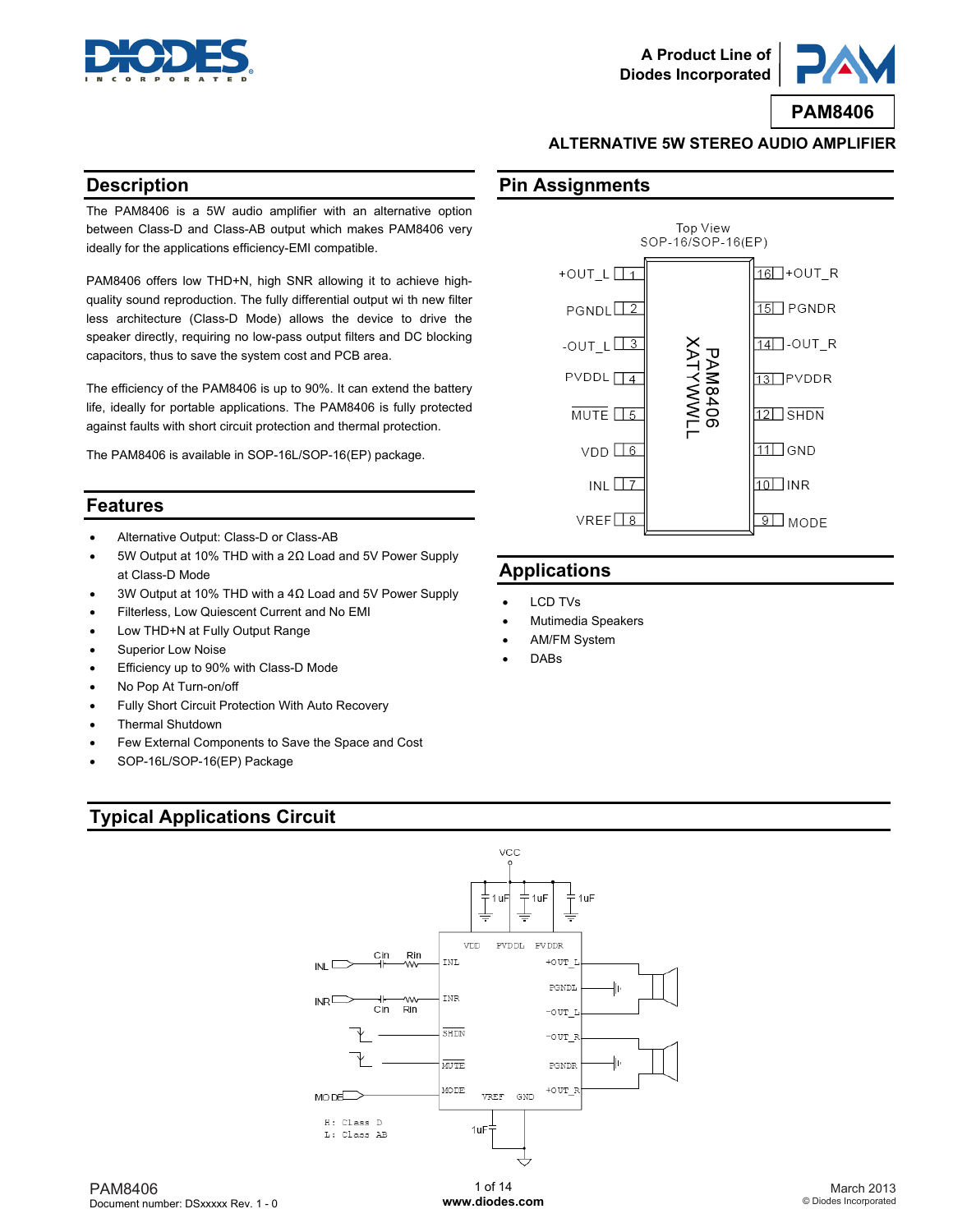A Product Line of Diodes Incorporated

# PAM8406

## ALTERNATIVE 5W STEREO AUDIO AMPLIFIER

## Description

The PAM8406 is a 5W audio amplifier with an alternative option between Class-D and Class-AB output which makes PAM8406 very ideally for the applications efficiency-EMI compatible.

PAM8406 offers low THD+N, high SNR allowing it to achieve high-quality sound reproduction. The fully differential output wi th new filter less architecture (Class-D Mode) allows the device to drive the speaker directly, requiring no low-pass output filters and DC blocking capacitors, thus to save the system cost and PCB area.

The efficiency of the PAM8406 is up to 90%. It can extend the battery life, ideally for portable applications. The PAM8406 is fully protected against faults with short circuit protection and thermal protection.

The PAM8406 is available in SOP-16L/SOP-16(EP) package.

## Features

- Alternative Output: Class-D or Class-AB
- 5W Output at 10% THD with a 2Ω Load and 5V Power Supply at Class-D Mode
- 3W Output at 10% THD with a 4Ω Load and 5V Power Supply
- Filterless, Low Quiescent Current and No EMI
- Low THD+N at Fully Output Range
- Superior Low Noise
- Efficiency up to 90% with Class-D Mode
- No Pop At Turn-on/off
- Fully Short Circuit Protection With Auto Recovery
- Thermal Shutdown
- Few External Components to Save the Space and Cost
- SOP-16L/SOP-16(EP) Package

## Pin Assignments

Top View
SOP-16/SOP-16(EP)

| Pin | Name | Pin | Name |
|---|---|---|---|
| 1 | +OUT_L | 16 | +OUT_R |
| 2 | PGNDL | 15 | PGNDR |
| 3 | -OUT_L | 14 | -OUT_R |
| 4 | PVDDL | 13 | PVDDR |
| 5 | MUTE | 12 | SHDN |
| 6 | VDD | 11 | GND |
| 7 | INL | 10 | INR |
| 8 | VREF | 9 | MODE |

Marking: PAM8406 XATYWWLL

## Applications

- LCD TVs
- Mutimedia Speakers
- AM/FM System
- DABs

## Typical Applications Circuit

VCC; 1uF, 1uF, 1uF; VDD, PVDDL, PVDDR; INL, Cin, Rin, INL; INR, Cin, Rin, INR; SHDN; MUTE; MODE; +OUT_L, PGNDL, -OUT_L, -OUT_R, PGNDR, +OUT_R; VREF, GND; 1uF

MODE — H: Class D, L: Class AB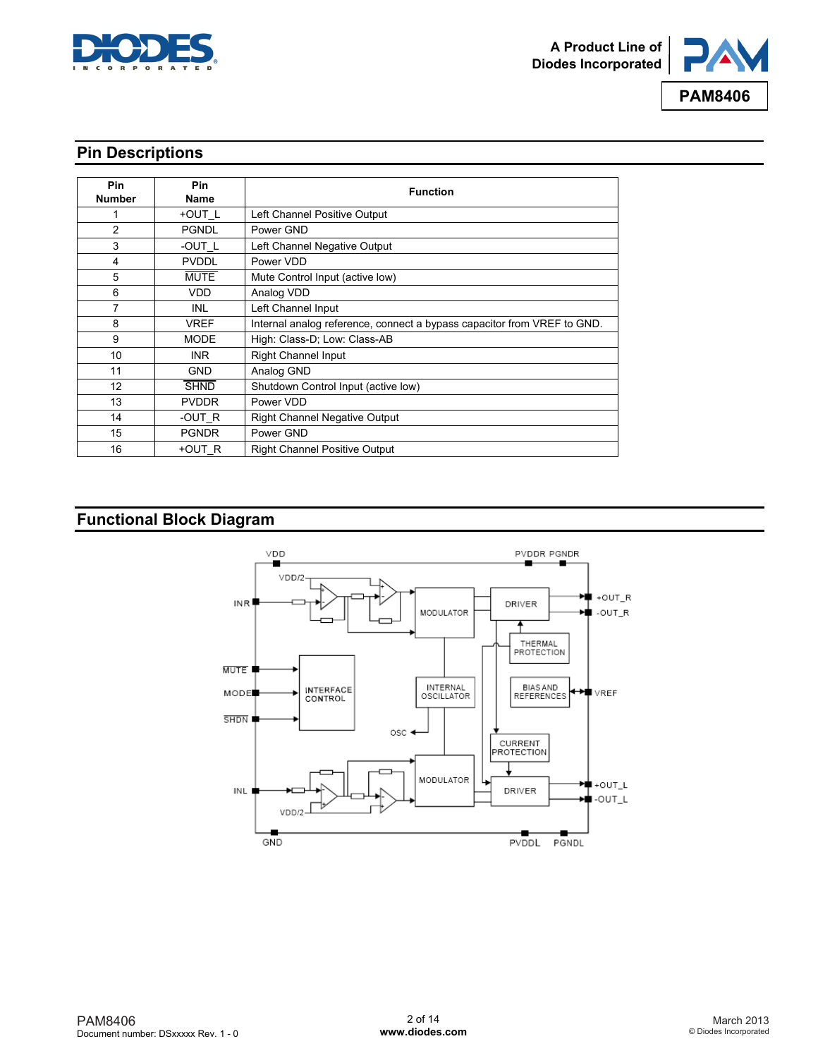## Pin Descriptions

| Pin Number | Pin Name | Function |
|---|---|---|
| 1 | +OUT_L | Left Channel Positive Output |
| 2 | PGNDL | Power GND |
| 3 | -OUT_L | Left Channel Negative Output |
| 4 | PVDDL | Power VDD |
| 5 | $\overline{\text{MUTE}}$ | Mute Control Input (active low) |
| 6 | VDD | Analog VDD |
| 7 | INL | Left Channel Input |
| 8 | VREF | Internal analog reference, connect a bypass capacitor from VREF to GND. |
| 9 | MODE | High: Class-D; Low: Class-AB |
| 10 | INR | Right Channel Input |
| 11 | GND | Analog GND |
| 12 | $\overline{\text{SHND}}$ | Shutdown Control Input (active low) |
| 13 | PVDDR | Power VDD |
| 14 | -OUT_R | Right Channel Negative Output |
| 15 | PGNDR | Power GND |
| 16 | +OUT_R | Right Channel Positive Output |

## Functional Block Diagram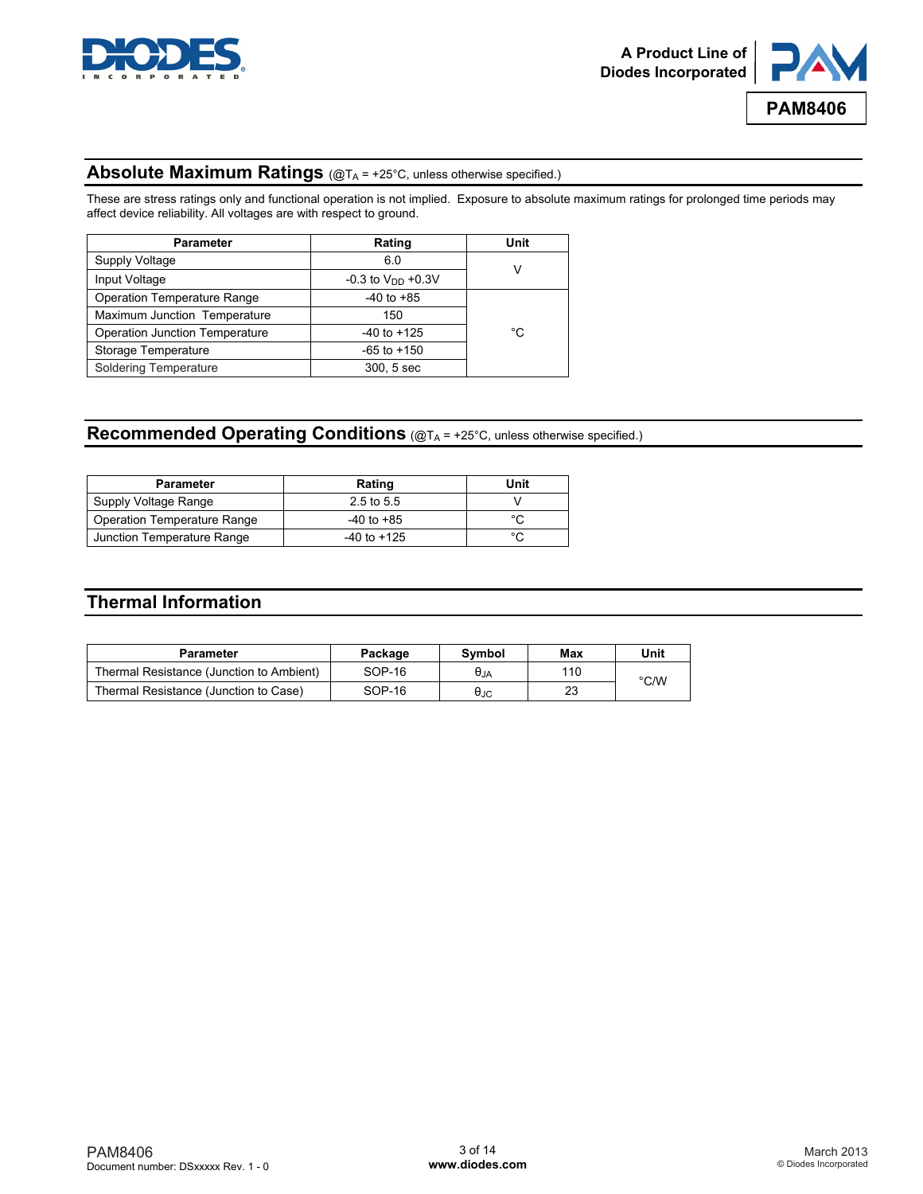## Absolute Maximum Ratings (@$T_A$ = +25°C, unless otherwise specified.)

These are stress ratings only and functional operation is not implied. Exposure to absolute maximum ratings for prolonged time periods may affect device reliability. All voltages are with respect to ground.

| Parameter | Rating | Unit |
|---|---|---|
| Supply Voltage | 6.0 | V |
| Input Voltage | -0.3 to $V_{DD}$ +0.3V | |
| Operation Temperature Range | -40 to +85 | °C |
| Maximum Junction Temperature | 150 | |
| Operation Junction Temperature | -40 to +125 | |
| Storage Temperature | -65 to +150 | |
| Soldering Temperature | 300, 5 sec | |

## Recommended Operating Conditions (@$T_A$ = +25°C, unless otherwise specified.)

| Parameter | Rating | Unit |
|---|---|---|
| Supply Voltage Range | 2.5 to 5.5 | V |
| Operation Temperature Range | -40 to +85 | °C |
| Junction Temperature Range | -40 to +125 | °C |

## Thermal Information

| Parameter | Package | Symbol | Max | Unit |
|---|---|---|---|---|
| Thermal Resistance (Junction to Ambient) | SOP-16 | $\theta_{JA}$ | 110 | °C/W |
| Thermal Resistance (Junction to Case) | SOP-16 | $\theta_{JC}$ | 23 | |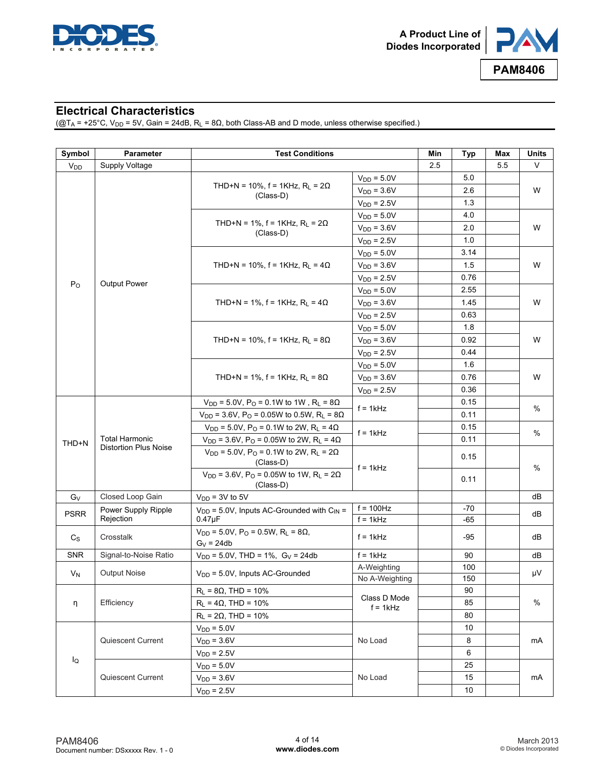## Electrical Characteristics

(@$T_A$ = +25°C, $V_{DD}$ = 5V, Gain = 24dB, $R_L$ = 8Ω, both Class-AB and D mode, unless otherwise specified.)

| Symbol | Parameter | Test Conditions | | Min | Typ | Max | Units |
|---|---|---|---|---|---|---|---|
| $V_{DD}$ | Supply Voltage | | | 2.5 | | 5.5 | V |
| $P_O$ | Output Power | THD+N = 10%, f = 1KHz, $R_L$ = 2Ω (Class-D) | $V_{DD}$ = 5.0V | | 5.0 | | W |
| | | | $V_{DD}$ = 3.6V | | 2.6 | | |
| | | | $V_{DD}$ = 2.5V | | 1.3 | | |
| | | THD+N = 1%, f = 1KHz, $R_L$ = 2Ω (Class-D) | $V_{DD}$ = 5.0V | | 4.0 | | W |
| | | | $V_{DD}$ = 3.6V | | 2.0 | | |
| | | | $V_{DD}$ = 2.5V | | 1.0 | | |
| | | THD+N = 10%, f = 1KHz, $R_L$ = 4Ω | $V_{DD}$ = 5.0V | | 3.14 | | W |
| | | | $V_{DD}$ = 3.6V | | 1.5 | | |
| | | | $V_{DD}$ = 2.5V | | 0.76 | | |
| | | THD+N = 1%, f = 1KHz, $R_L$ = 4Ω | $V_{DD}$ = 5.0V | | 2.55 | | W |
| | | | $V_{DD}$ = 3.6V | | 1.45 | | |
| | | | $V_{DD}$ = 2.5V | | 0.63 | | |
| | | THD+N = 10%, f = 1KHz, $R_L$ = 8Ω | $V_{DD}$ = 5.0V | | 1.8 | | W |
| | | | $V_{DD}$ = 3.6V | | 0.92 | | |
| | | | $V_{DD}$ = 2.5V | | 0.44 | | |
| | | THD+N = 1%, f = 1KHz, $R_L$ = 8Ω | $V_{DD}$ = 5.0V | | 1.6 | | W |
| | | | $V_{DD}$ = 3.6V | | 0.76 | | |
| | | | $V_{DD}$ = 2.5V | | 0.36 | | |
| THD+N | Total Harmonic Distortion Plus Noise | $V_{DD}$ = 5.0V, $P_O$ = 0.1W to 1W , $R_L$ = 8Ω | f = 1kHz | | 0.15 | | % |
| | | $V_{DD}$ = 3.6V, $P_O$ = 0.05W to 0.5W, $R_L$ = 8Ω | | | 0.11 | | |
| | | $V_{DD}$ = 5.0V, $P_O$ = 0.1W to 2W, $R_L$ = 4Ω | f = 1kHz | | 0.15 | | % |
| | | $V_{DD}$ = 3.6V, $P_O$ = 0.05W to 2W, $R_L$ = 4Ω | | | 0.11 | | |
| | | $V_{DD}$ = 5.0V, $P_O$ = 0.1W to 2W, $R_L$ = 2Ω (Class-D) | f = 1kHz | | 0.15 | | % |
| | | $V_{DD}$ = 3.6V, $P_O$ = 0.05W to 1W, $R_L$ = 2Ω (Class-D) | | | 0.11 | | |
| $G_V$ | Closed Loop Gain | $V_{DD}$ = 3V to 5V | | | | | dB |
| PSRR | Power Supply Ripple Rejection | $V_{DD}$ = 5.0V, Inputs AC-Grounded with $C_{IN}$ = 0.47μF | f = 100Hz | | -70 | | dB |
| | | | f = 1kHz | | -65 | | |
| $C_S$ | Crosstalk | $V_{DD}$ = 5.0V, $P_O$ = 0.5W, $R_L$ = 8Ω, $G_V$ = 24db | f = 1kHz | | -95 | | dB |
| SNR | Signal-to-Noise Ratio | $V_{DD}$ = 5.0V, THD = 1%, $G_V$ = 24db | f = 1kHz | | 90 | | dB |
| $V_N$ | Output Noise | $V_{DD}$ = 5.0V, Inputs AC-Grounded | A-Weighting | | 100 | | μV |
| | | | No A-Weighting | | 150 | | |
| η | Efficiency | $R_L$ = 8Ω, THD = 10% | Class D Mode f = 1kHz | | 90 | | % |
| | | $R_L$ = 4Ω, THD = 10% | | | 85 | | |
| | | $R_L$ = 2Ω, THD = 10% | | | 80 | | |
| $I_Q$ | Quiescent Current | $V_{DD}$ = 5.0V | No Load | | 10 | | mA |
| | | $V_{DD}$ = 3.6V | | | 8 | | |
| | | $V_{DD}$ = 2.5V | | | 6 | | |
| | Quiescent Current | $V_{DD}$ = 5.0V | No Load | | 25 | | mA |
| | | $V_{DD}$ = 3.6V | | | 15 | | |
| | | $V_{DD}$ = 2.5V | | | 10 | | |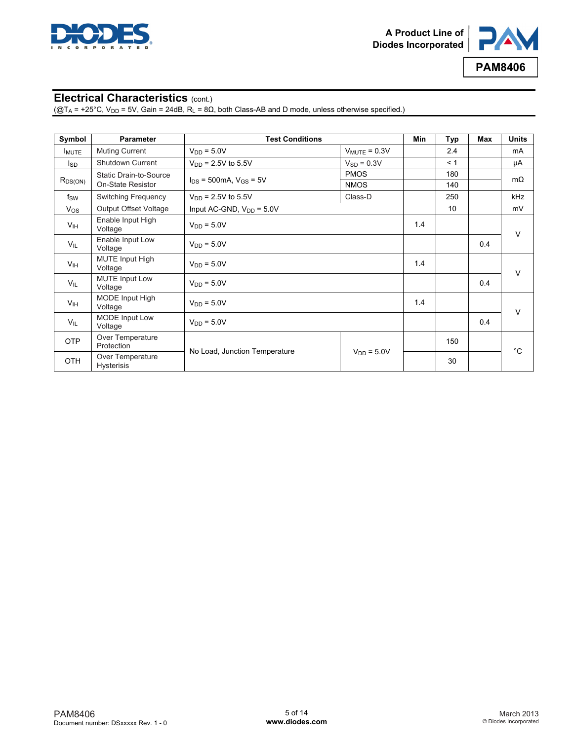## Electrical Characteristics (cont.)

(@$T_A$ = +25°C, $V_{DD}$ = 5V, Gain = 24dB, $R_L$ = 8Ω, both Class-AB and D mode, unless otherwise specified.)

| Symbol | Parameter | Test Conditions | | Min | Typ | Max | Units |
|---|---|---|---|---|---|---|---|
| $I_{MUTE}$ | Muting Current | $V_{DD}$ = 5.0V | $V_{MUTE}$ = 0.3V | | 2.4 | | mA |
| $I_{SD}$ | Shutdown Current | $V_{DD}$ = 2.5V to 5.5V | $V_{SD}$ = 0.3V | | < 1 | | μA |
| $R_{DS(ON)}$ | Static Drain-to-Source On-State Resistor | $I_{DS}$ = 500mA, $V_{GS}$ = 5V | PMOS | | 180 | | mΩ |
| | | | NMOS | | 140 | | |
| $f_{SW}$ | Switching Frequency | $V_{DD}$ = 2.5V to 5.5V | Class-D | | 250 | | kHz |
| $V_{OS}$ | Output Offset Voltage | Input AC-GND, $V_{DD}$ = 5.0V | | | 10 | | mV |
| $V_{IH}$ | Enable Input High Voltage | $V_{DD}$ = 5.0V | | 1.4 | | | V |
| $V_{IL}$ | Enable Input Low Voltage | $V_{DD}$ = 5.0V | | | | 0.4 | |
| $V_{IH}$ | MUTE Input High Voltage | $V_{DD}$ = 5.0V | | 1.4 | | | V |
| $V_{IL}$ | MUTE Input Low Voltage | $V_{DD}$ = 5.0V | | | | 0.4 | |
| $V_{IH}$ | MODE Input High Voltage | $V_{DD}$ = 5.0V | | 1.4 | | | V |
| $V_{IL}$ | MODE Input Low Voltage | $V_{DD}$ = 5.0V | | | | 0.4 | |
| OTP | Over Temperature Protection | No Load, Junction Temperature | $V_{DD}$ = 5.0V | | 150 | | °C |
| OTH | Over Temperature Hysterisis | | | | 30 | | |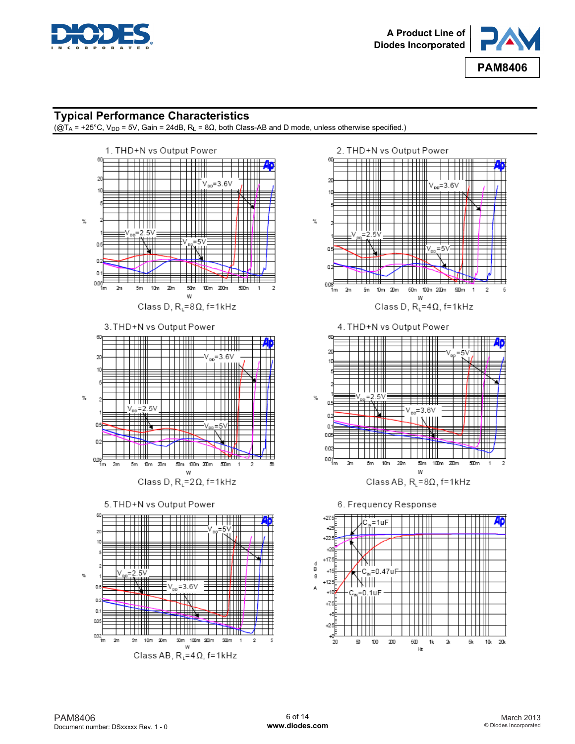## Typical Performance Characteristics

(@$T_A$ = +25°C, $V_{DD}$ = 5V, Gain = 24dB, $R_L$ = 8Ω, both Class-AB and D mode, unless otherwise specified.)

1. THD+N vs Output Power

Class D, $R_L$=8Ω, f=1kHz

2. THD+N vs Output Power

Class D, $R_L$=4Ω, f=1kHz

3. THD+N vs Output Power

Class D, $R_L$=2Ω, f=1kHz

4. THD+N vs Output Power

Class AB, $R_L$=8Ω, f=1kHz

5. THD+N vs Output Power

Class AB, $R_L$=4Ω, f=1kHz

6. Frequency Response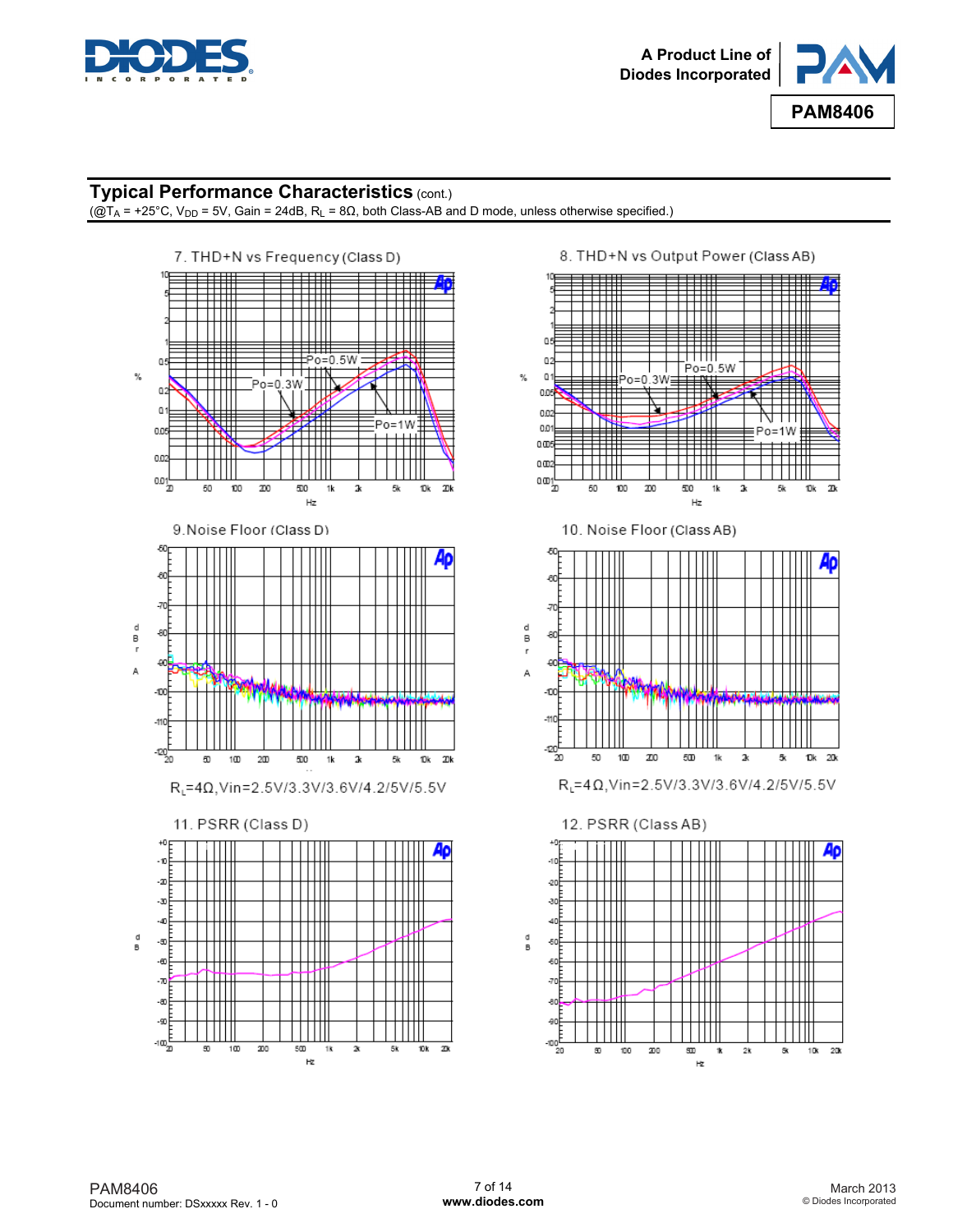## Typical Performance Characteristics (cont.)

(@$T_A$ = +25°C, $V_{DD}$ = 5V, Gain = 24dB, $R_L$ = 8Ω, both Class-AB and D mode, unless otherwise specified.)

7. THD+N vs Frequency (Class D)

8. THD+N vs Output Power (Class AB)

9. Noise Floor (Class D)

$R_L$=4Ω, Vin=2.5V/3.3V/3.6V/4.2/5V/5.5V

10. Noise Floor (Class AB)

$R_L$=4Ω, Vin=2.5V/3.3V/3.6V/4.2/5V/5.5V

11. PSRR (Class D)

12. PSRR (Class AB)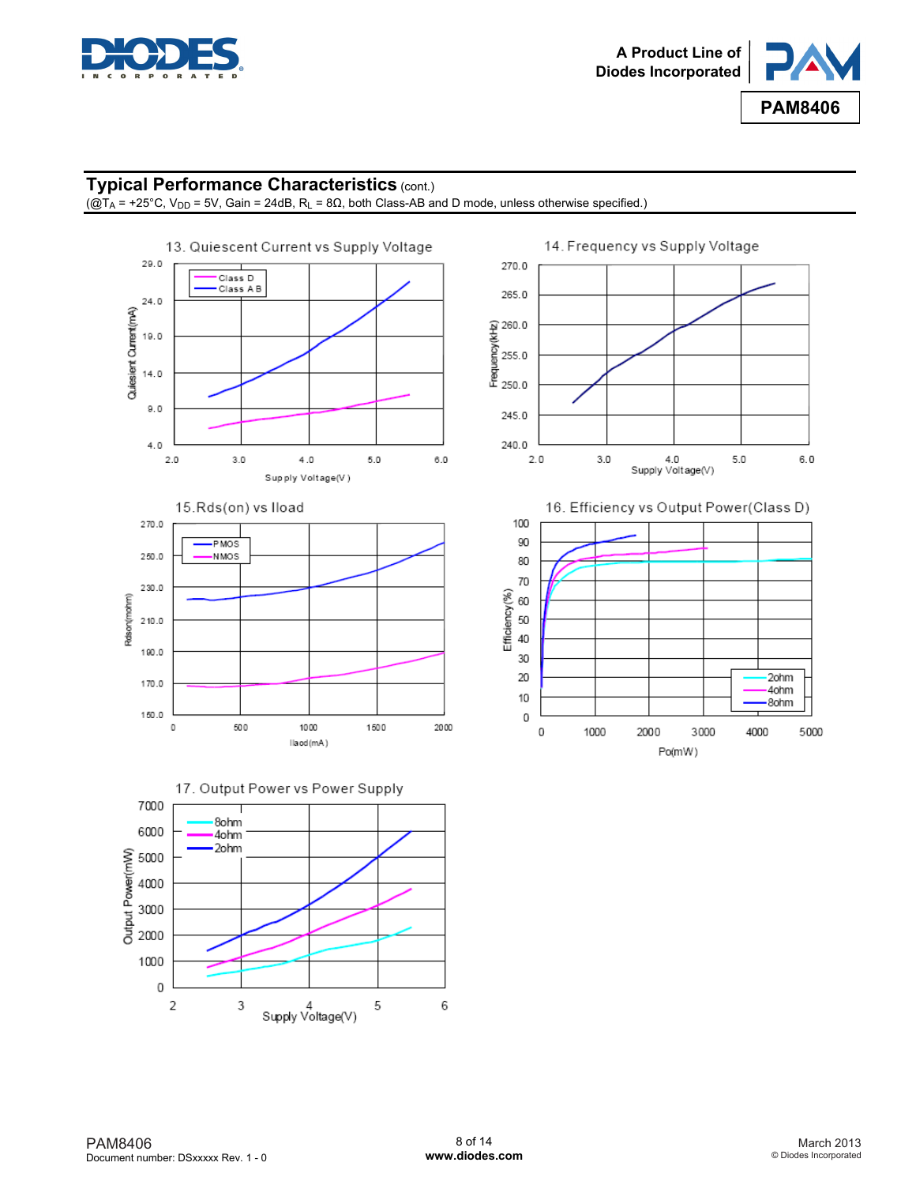## Typical Performance Characteristics (cont.)

(@$T_A$ = +25°C, $V_{DD}$ = 5V, Gain = 24dB, $R_L$ = 8Ω, both Class-AB and D mode, unless otherwise specified.)

13. Quiescent Current vs Supply Voltage

14. Frequency vs Supply Voltage

15. Rds(on) vs Iload

16. Efficiency vs Output Power(Class D)

17. Output Power vs Power Supply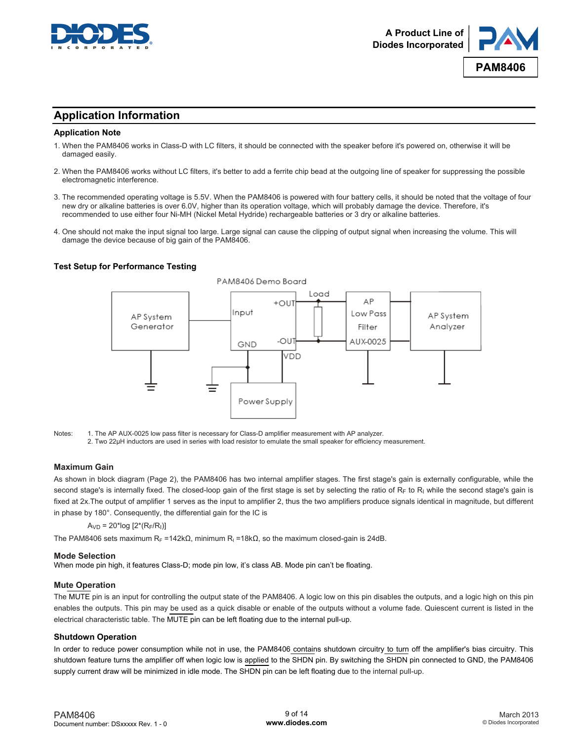## Application Information

### Application Note

1. When the PAM8406 works in Class-D with LC filters, it should be connected with the speaker before it's powered on, otherwise it will be damaged easily.

2. When the PAM8406 works without LC filters, it's better to add a ferrite chip bead at the outgoing line of speaker for suppressing the possible electromagnetic interference.

3. The recommended operating voltage is 5.5V. When the PAM8406 is powered with four battery cells, it should be noted that the voltage of four new dry or alkaline batteries is over 6.0V, higher than its operation voltage, which will probably damage the device. Therefore, it's recommended to use either four Ni-MH (Nickel Metal Hydride) rechargeable batteries or 3 dry or alkaline batteries.

4. One should not make the input signal too large. Large signal can cause the clipping of output signal when increasing the volume. This will damage the device because of big gain of the PAM8406.

### Test Setup for Performance Testing

PAM8406 Demo Board

AP System Generator — Input, GND, +OUT, -OUT, VDD — Load — AP Low Pass Filter AUX-0025 — AP System Analyzer — Power Supply

Notes: 1. The AP AUX-0025 low pass filter is necessary for Class-D amplifier measurement with AP analyzer.
2. Two 22μH inductors are used in series with load resistor to emulate the small speaker for efficiency measurement.

### Maximum Gain

As shown in block diagram (Page 2), the PAM8406 has two internal amplifier stages. The first stage's gain is externally configurable, while the second stage's gain is internally fixed. The closed-loop gain of the first stage is set by selecting the ratio of $R_F$ to $R_I$ while the second stage's gain is fixed at 2x.The output of amplifier 1 serves as the input to amplifier 2, thus the two amplifiers produce signals identical in magnitude, but different in phase by 180°. Consequently, the differential gain for the IC is

$$A_{VD} = 20*\log [2*(R_F/R_I)]$$

The PAM8406 sets maximum $R_F$ =142kΩ, minimum $R_I$ =18kΩ, so the maximum closed-gain is 24dB.

### Mode Selection

When mode pin high, it features Class-D; mode pin low, it's class AB. Mode pin can't be floating.

### Mute Operation

The MUTE pin is an input for controlling the output state of the PAM8406. A logic low on this pin disables the outputs, and a logic high on this pin enables the outputs. This pin may be used as a quick disable or enable of the outputs without a volume fade. Quiescent current is listed in the electrical characteristic table. The MUTE pin can be left floating due to the internal pull-up.

### Shutdown Operation

In order to reduce power consumption while not in use, the PAM8406 contains shutdown circuitry to turn off the amplifier's bias circuitry. This shutdown feature turns the amplifier off when logic low is applied to the SHDN pin. By switching the SHDN pin connected to GND, the PAM8406 supply current draw will be minimized in idle mode. The SHDN pin can be left floating due to the internal pull-up.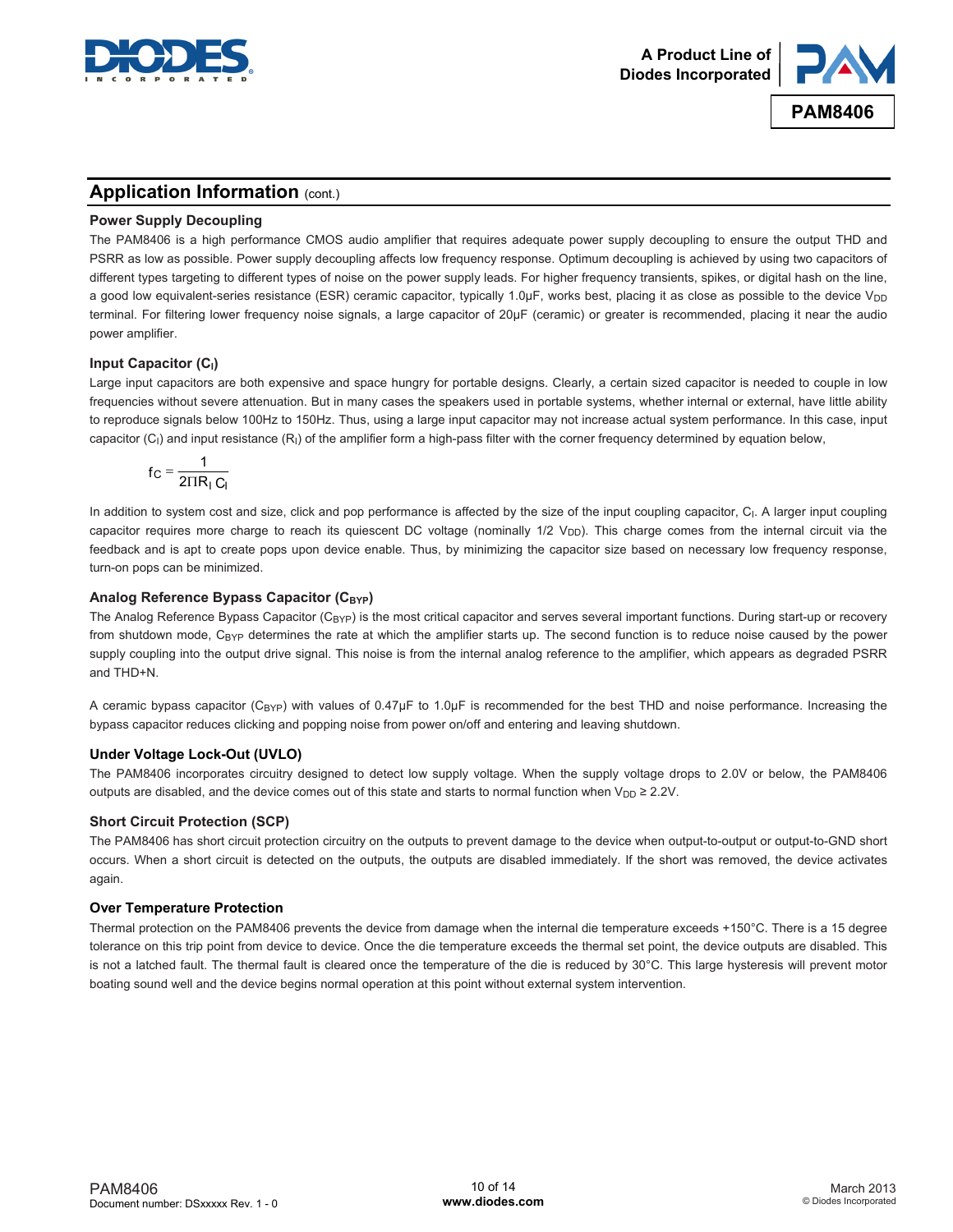## Application Information (cont.)

### Power Supply Decoupling

The PAM8406 is a high performance CMOS audio amplifier that requires adequate power supply decoupling to ensure the output THD and PSRR as low as possible. Power supply decoupling affects low frequency response. Optimum decoupling is achieved by using two capacitors of different types targeting to different types of noise on the power supply leads. For higher frequency transients, spikes, or digital hash on the line, a good low equivalent-series resistance (ESR) ceramic capacitor, typically 1.0μF, works best, placing it as close as possible to the device $V_{DD}$ terminal. For filtering lower frequency noise signals, a large capacitor of 20μF (ceramic) or greater is recommended, placing it near the audio power amplifier.

### Input Capacitor ($C_I$)

Large input capacitors are both expensive and space hungry for portable designs. Clearly, a certain sized capacitor is needed to couple in low frequencies without severe attenuation. But in many cases the speakers used in portable systems, whether internal or external, have little ability to reproduce signals below 100Hz to 150Hz. Thus, using a large input capacitor may not increase actual system performance. In this case, input capacitor ($C_I$) and input resistance ($R_I$) of the amplifier form a high-pass filter with the corner frequency determined by equation below,

$$f_C = \frac{1}{2\Pi R_I C_I}$$

In addition to system cost and size, click and pop performance is affected by the size of the input coupling capacitor, $C_I$. A larger input coupling capacitor requires more charge to reach its quiescent DC voltage (nominally 1/2 $V_{DD}$). This charge comes from the internal circuit via the feedback and is apt to create pops upon device enable. Thus, by minimizing the capacitor size based on necessary low frequency response, turn-on pops can be minimized.

### Analog Reference Bypass Capacitor ($C_{BYP}$)

The Analog Reference Bypass Capacitor ($C_{BYP}$) is the most critical capacitor and serves several important functions. During start-up or recovery from shutdown mode, $C_{BYP}$ determines the rate at which the amplifier starts up. The second function is to reduce noise caused by the power supply coupling into the output drive signal. This noise is from the internal analog reference to the amplifier, which appears as degraded PSRR and THD+N.

A ceramic bypass capacitor ($C_{BYP}$) with values of 0.47μF to 1.0μF is recommended for the best THD and noise performance. Increasing the bypass capacitor reduces clicking and popping noise from power on/off and entering and leaving shutdown.

### Under Voltage Lock-Out (UVLO)

The PAM8406 incorporates circuitry designed to detect low supply voltage. When the supply voltage drops to 2.0V or below, the PAM8406 outputs are disabled, and the device comes out of this state and starts to normal function when $V_{DD} \geq 2.2V$.

### Short Circuit Protection (SCP)

The PAM8406 has short circuit protection circuitry on the outputs to prevent damage to the device when output-to-output or output-to-GND short occurs. When a short circuit is detected on the outputs, the outputs are disabled immediately. If the short was removed, the device activates again.

### Over Temperature Protection

Thermal protection on the PAM8406 prevents the device from damage when the internal die temperature exceeds +150°C. There is a 15 degree tolerance on this trip point from device to device. Once the die temperature exceeds the thermal set point, the device outputs are disabled. This is not a latched fault. The thermal fault is cleared once the temperature of the die is reduced by 30°C. This large hysteresis will prevent motor boating sound well and the device begins normal operation at this point without external system intervention.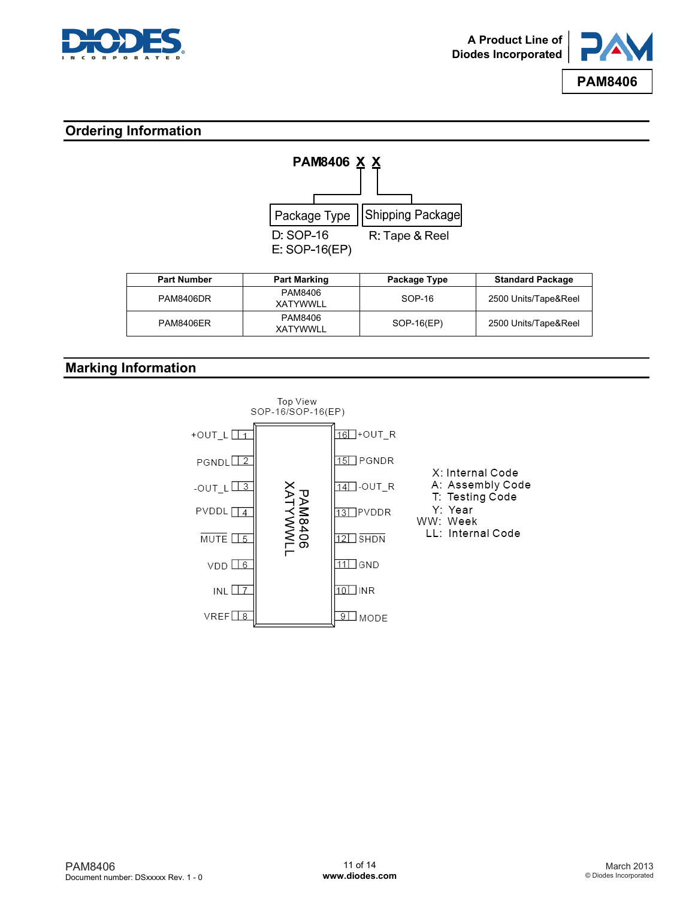## Ordering Information

**PAM8406 X X**

- Package Type
  - D: SOP-16
  - E: SOP-16(EP)
- Shipping Package
  - R: Tape & Reel

| Part Number | Part Marking | Package Type | Standard Package |
|---|---|---|---|
| PAM8406DR | PAM8406 XATYWWLL | SOP-16 | 2500 Units/Tape&Reel |
| PAM8406ER | PAM8406 XATYWWLL | SOP-16(EP) | 2500 Units/Tape&Reel |

## Marking Information

Top View
SOP-16/SOP-16(EP)

| Pin | Name | Pin | Name |
|---|---|---|---|
| 1 | +OUT_L | 16 | +OUT_R |
| 2 | PGNDL | 15 | PGNDR |
| 3 | -OUT_L | 14 | -OUT_R |
| 4 | PVDDL | 13 | PVDDR |
| 5 | MUTE (active low) | 12 | SHDN (active low) |
| 6 | VDD | 11 | GND |
| 7 | INL | 10 | INR |
| 8 | VREF | 9 | MODE |

Package marking:
PAM8406
XATYWWLL

X: Internal Code
A: Assembly Code
T: Testing Code
Y: Year
WW: Week
LL: Internal Code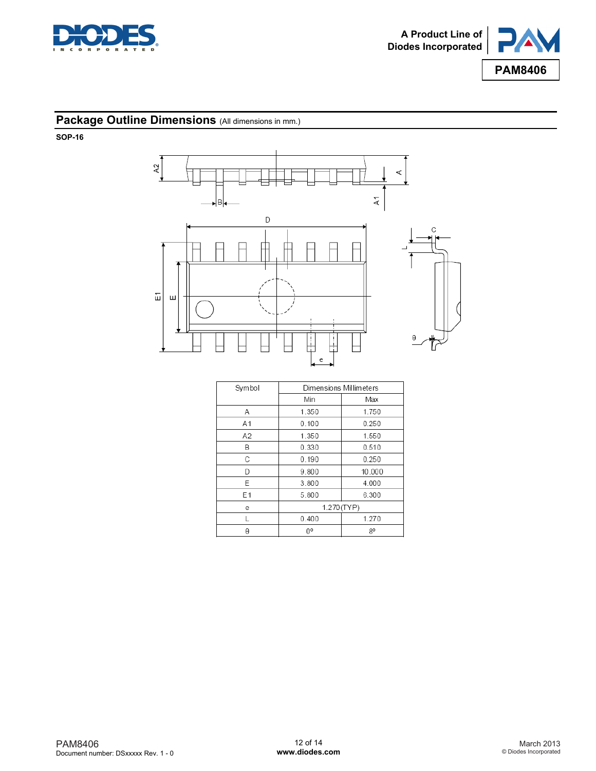## Package Outline Dimensions (All dimensions in mm.)

**SOP-16**

| Symbol | Dimensions Millimeters | |
|---|---|---|
| | Min | Max |
| A | 1.350 | 1.750 |
| A1 | 0.100 | 0.250 |
| A2 | 1.350 | 1.550 |
| B | 0.330 | 0.510 |
| C | 0.190 | 0.250 |
| D | 9.800 | 10.000 |
| E | 3.800 | 4.000 |
| E1 | 5.800 | 6.300 |
| e | 1.270(TYP) | |
| L | 0.400 | 1.270 |
| θ | 0º | 8º |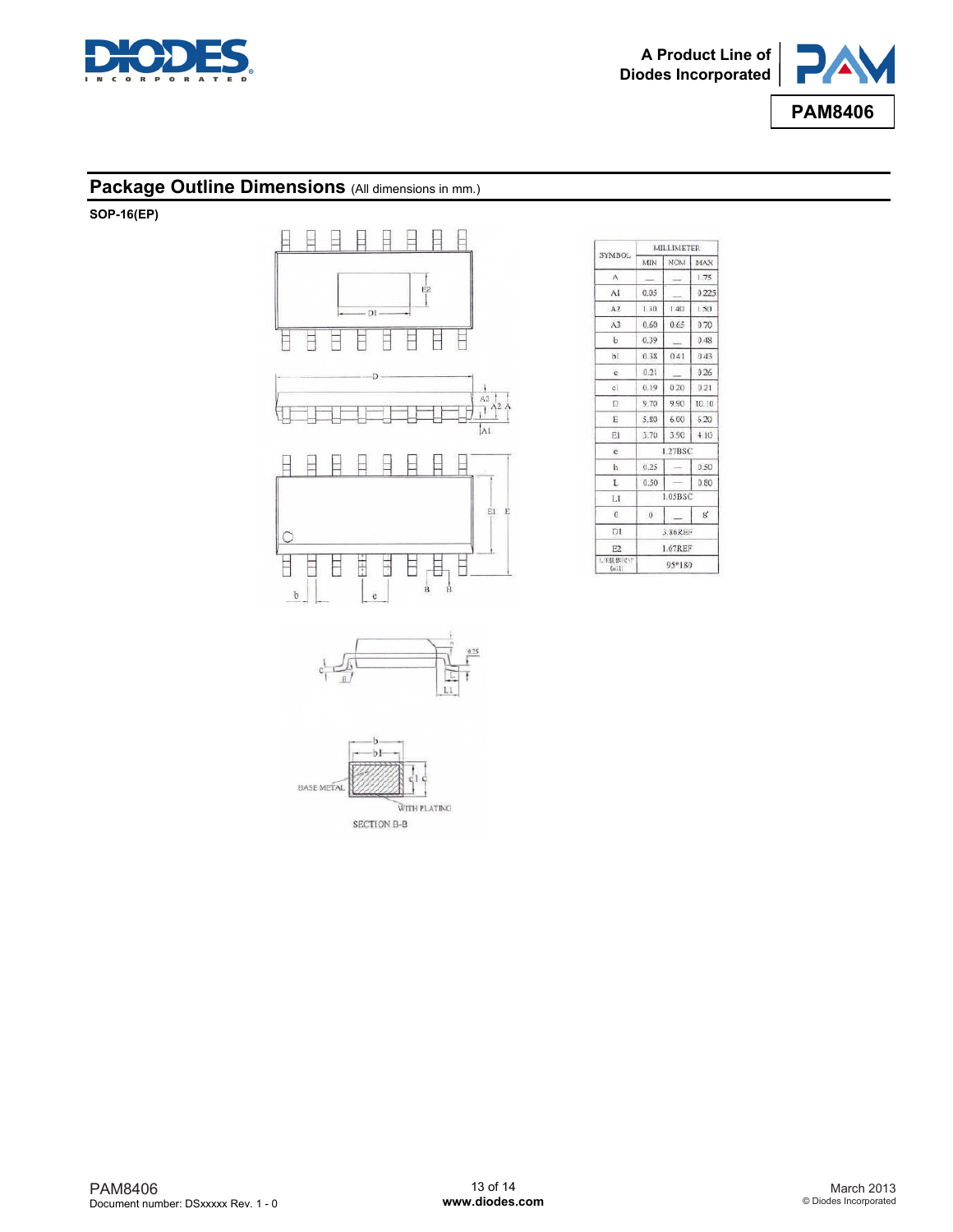## Package Outline Dimensions (All dimensions in mm.)

**SOP-16(EP)**

| SYMBOL | MILLIMETER | | |
|---|---|---|---|
| | MIN | NOM | MAX |
| A | — | — | 1.75 |
| A1 | 0.05 | — | 0.225 |
| A2 | 1.30 | 1.40 | 1.50 |
| A3 | 0.60 | 0.65 | 0.70 |
| b | 0.39 | — | 0.48 |
| b1 | 0.38 | 0.41 | 0.43 |
| c | 0.21 | — | 0.26 |
| c1 | 0.19 | 0.20 | 0.21 |
| D | 9.70 | 9.90 | 10.10 |
| E | 5.80 | 6.00 | 6.20 |
| E1 | 3.70 | 3.90 | 4.10 |
| e | 1.27BSC | | |
| h | 0.25 | — | 0.50 |
| L | 0.50 | — | 0.80 |
| L1 | 1.05BSC | | |
| θ | 0 | — | 8° |
| D1 | 3.86REF | | |
| E2 | 1.67REF | | |
| L/F载体尺寸 (mil) | 95*180 | | |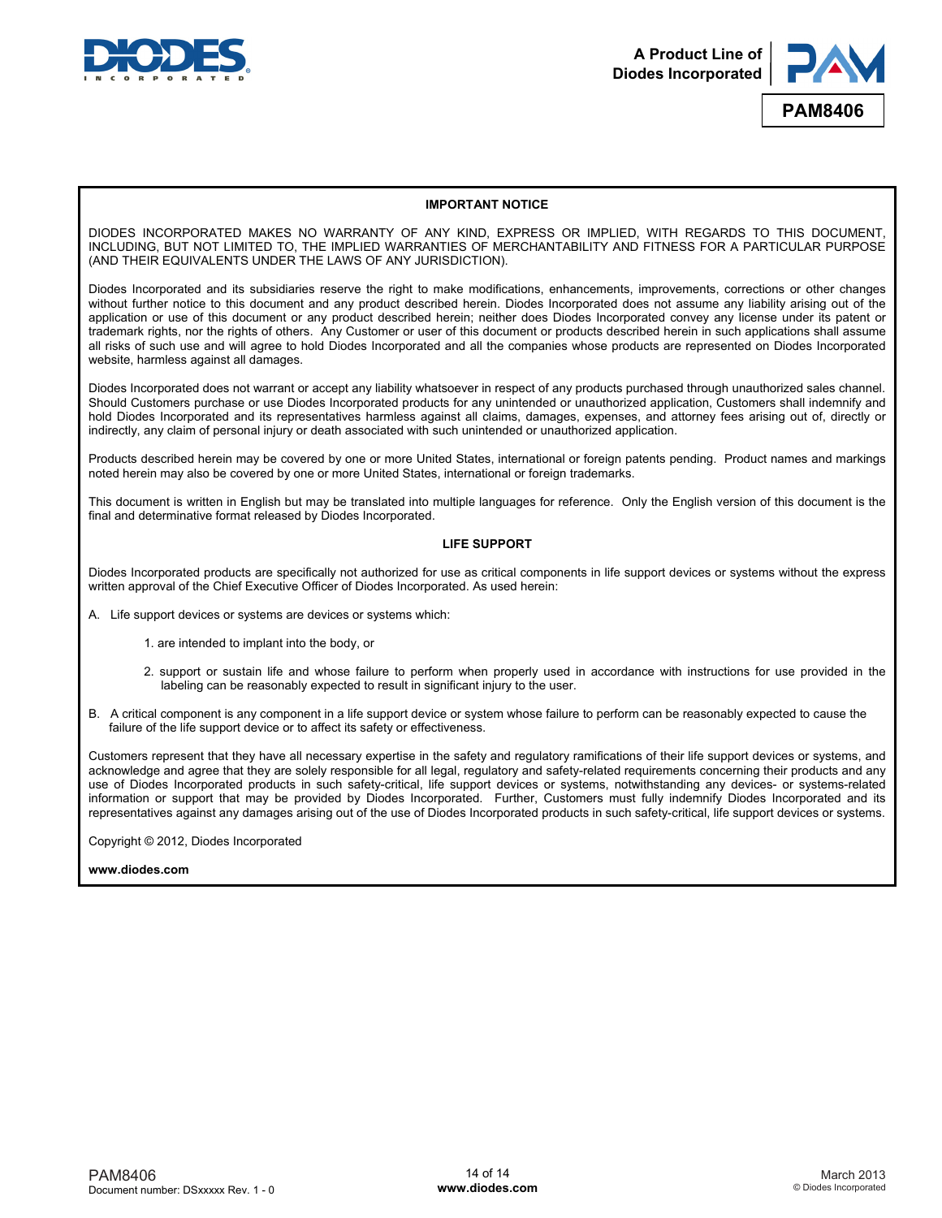## IMPORTANT NOTICE

DIODES INCORPORATED MAKES NO WARRANTY OF ANY KIND, EXPRESS OR IMPLIED, WITH REGARDS TO THIS DOCUMENT, INCLUDING, BUT NOT LIMITED TO, THE IMPLIED WARRANTIES OF MERCHANTABILITY AND FITNESS FOR A PARTICULAR PURPOSE (AND THEIR EQUIVALENTS UNDER THE LAWS OF ANY JURISDICTION).

Diodes Incorporated and its subsidiaries reserve the right to make modifications, enhancements, improvements, corrections or other changes without further notice to this document and any product described herein. Diodes Incorporated does not assume any liability arising out of the application or use of this document or any product described herein; neither does Diodes Incorporated convey any license under its patent or trademark rights, nor the rights of others. Any Customer or user of this document or products described herein in such applications shall assume all risks of such use and will agree to hold Diodes Incorporated and all the companies whose products are represented on Diodes Incorporated website, harmless against all damages.

Diodes Incorporated does not warrant or accept any liability whatsoever in respect of any products purchased through unauthorized sales channel. Should Customers purchase or use Diodes Incorporated products for any unintended or unauthorized application, Customers shall indemnify and hold Diodes Incorporated and its representatives harmless against all claims, damages, expenses, and attorney fees arising out of, directly or indirectly, any claim of personal injury or death associated with such unintended or unauthorized application.

Products described herein may be covered by one or more United States, international or foreign patents pending. Product names and markings noted herein may also be covered by one or more United States, international or foreign trademarks.

This document is written in English but may be translated into multiple languages for reference. Only the English version of this document is the final and determinative format released by Diodes Incorporated.

## LIFE SUPPORT

Diodes Incorporated products are specifically not authorized for use as critical components in life support devices or systems without the express written approval of the Chief Executive Officer of Diodes Incorporated. As used herein:

A. Life support devices or systems are devices or systems which:

1. are intended to implant into the body, or
2. support or sustain life and whose failure to perform when properly used in accordance with instructions for use provided in the labeling can be reasonably expected to result in significant injury to the user.

B. A critical component is any component in a life support device or system whose failure to perform can be reasonably expected to cause the failure of the life support device or to affect its safety or effectiveness.

Customers represent that they have all necessary expertise in the safety and regulatory ramifications of their life support devices or systems, and acknowledge and agree that they are solely responsible for all legal, regulatory and safety-related requirements concerning their products and any use of Diodes Incorporated products in such safety-critical, life support devices or systems, notwithstanding any devices- or systems-related information or support that may be provided by Diodes Incorporated. Further, Customers must fully indemnify Diodes Incorporated and its representatives against any damages arising out of the use of Diodes Incorporated products in such safety-critical, life support devices or systems.

Copyright © 2012, Diodes Incorporated

**www.diodes.com**